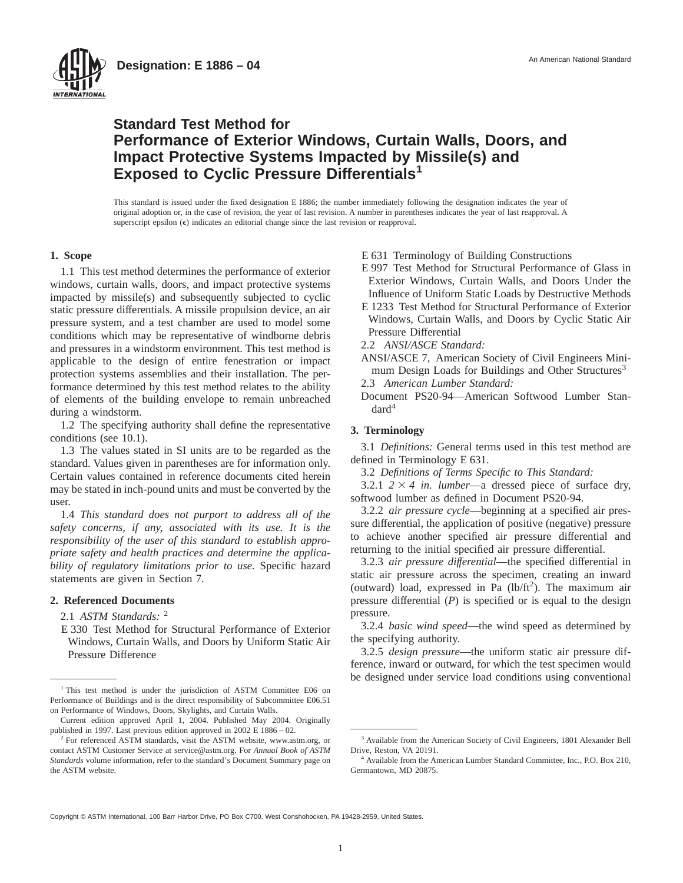**Designation: E 1886 – 04**

An American National Standard

# Standard Test Method for Performance of Exterior Windows, Curtain Walls, Doors, and Impact Protective Systems Impacted by Missile(s) and Exposed to Cyclic Pressure Differentials[1]

This standard is issued under the fixed designation E 1886; the number immediately following the designation indicates the year of original adoption or, in the case of revision, the year of last revision. A number in parentheses indicates the year of last reapproval. A superscript epsilon (ε) indicates an editorial change since the last revision or reapproval.

## 1. Scope

1.1 This test method determines the performance of exterior windows, curtain walls, doors, and impact protective systems impacted by missile(s) and subsequently subjected to cyclic static pressure differentials. A missile propulsion device, an air pressure system, and a test chamber are used to model some conditions which may be representative of windborne debris and pressures in a windstorm environment. This test method is applicable to the design of entire fenestration or impact protection systems assemblies and their installation. The performance determined by this test method relates to the ability of elements of the building envelope to remain unbreached during a windstorm.

1.2 The specifying authority shall define the representative conditions (see 10.1).

1.3 The values stated in SI units are to be regarded as the standard. Values given in parentheses are for information only. Certain values contained in reference documents cited herein may be stated in inch-pound units and must be converted by the user.

1.4 *This standard does not purport to address all of the safety concerns, if any, associated with its use. It is the responsibility of the user of this standard to establish appropriate safety and health practices and determine the applicability of regulatory limitations prior to use.* Specific hazard statements are given in Section 7.

## 2. Referenced Documents

2.1 *ASTM Standards:* [2]

E 330 Test Method for Structural Performance of Exterior Windows, Curtain Walls, and Doors by Uniform Static Air Pressure Difference

E 631 Terminology of Building Constructions

E 997 Test Method for Structural Performance of Glass in Exterior Windows, Curtain Walls, and Doors Under the Influence of Uniform Static Loads by Destructive Methods

E 1233 Test Method for Structural Performance of Exterior Windows, Curtain Walls, and Doors by Cyclic Static Air Pressure Differential

2.2 *ANSI/ASCE Standard:*

ANSI/ASCE 7, American Society of Civil Engineers Minimum Design Loads for Buildings and Other Structures[3]

2.3 *American Lumber Standard:*

Document PS20-94—American Softwood Lumber Standard[4]

## 3. Terminology

3.1 *Definitions:* General terms used in this test method are defined in Terminology E 631.

3.2 *Definitions of Terms Specific to This Standard:*

3.2.1 *2 × 4 in. lumber*—a dressed piece of surface dry, softwood lumber as defined in Document PS20-94.

3.2.2 *air pressure cycle*—beginning at a specified air pressure differential, the application of positive (negative) pressure to achieve another specified air pressure differential and returning to the initial specified air pressure differential.

3.2.3 *air pressure differential*—the specified differential in static air pressure across the specimen, creating an inward (outward) load, expressed in Pa (lb/ft$^2$). The maximum air pressure differential ($P$) is specified or is equal to the design pressure.

3.2.4 *basic wind speed*—the wind speed as determined by the specifying authority.

3.2.5 *design pressure*—the uniform static air pressure difference, inward or outward, for which the test specimen would be designed under service load conditions using conventional

---

[1] This test method is under the jurisdiction of ASTM Committee E06 on Performance of Buildings and is the direct responsibility of Subcommittee E06.51 on Performance of Windows, Doors, Skylights, and Curtain Walls.

Current edition approved April 1, 2004. Published May 2004. Originally published in 1997. Last previous edition approved in 2002 E 1886 – 02.

[2] For referenced ASTM standards, visit the ASTM website, www.astm.org, or contact ASTM Customer Service at service@astm.org. For *Annual Book of ASTM Standards* volume information, refer to the standard's Document Summary page on the ASTM website.

[3] Available from the American Society of Civil Engineers, 1801 Alexander Bell Drive, Reston, VA 20191.

[4] Available from the American Lumber Standard Committee, Inc., P.O. Box 210, Germantown, MD 20875.

Copyright © ASTM International, 100 Barr Harbor Drive, PO Box C700, West Conshohocken, PA 19428-2959, United States.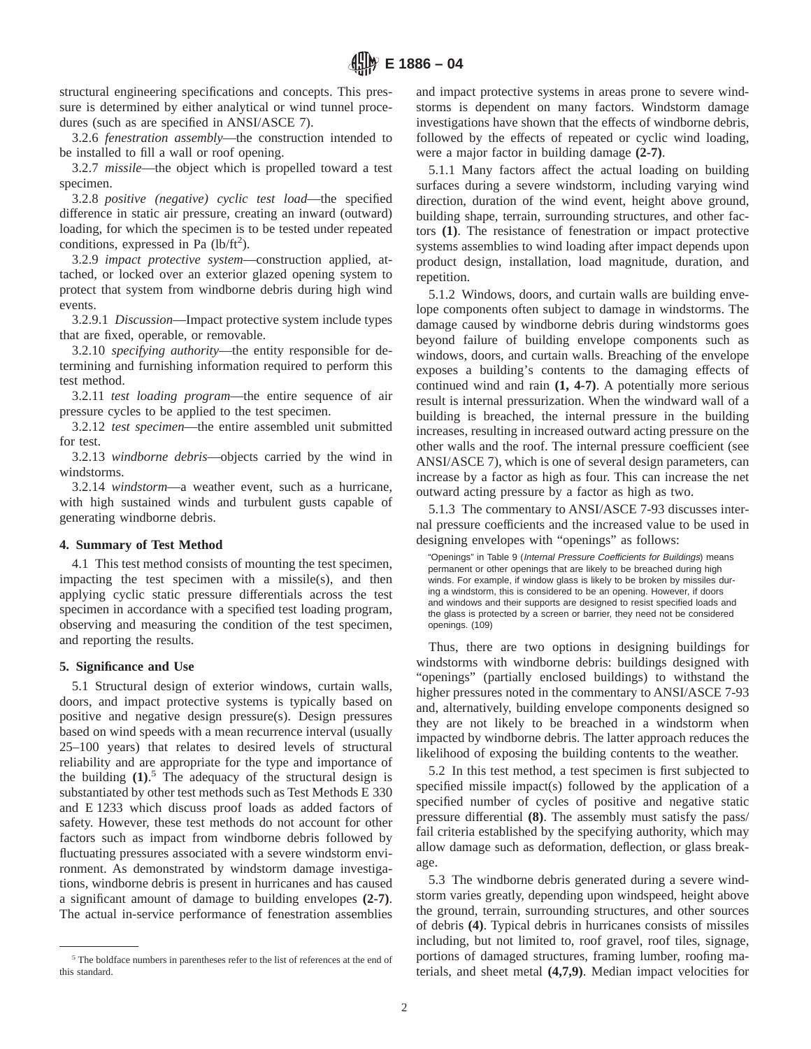structural engineering specifications and concepts. This pressure is determined by either analytical or wind tunnel procedures (such as are specified in ANSI/ASCE 7).

3.2.6 *fenestration assembly*—the construction intended to be installed to fill a wall or roof opening.

3.2.7 *missile*—the object which is propelled toward a test specimen.

3.2.8 *positive (negative) cyclic test load*—the specified difference in static air pressure, creating an inward (outward) loading, for which the specimen is to be tested under repeated conditions, expressed in Pa (lb/ft$^2$).

3.2.9 *impact protective system*—construction applied, attached, or locked over an exterior glazed opening system to protect that system from windborne debris during high wind events.

3.2.9.1 *Discussion*—Impact protective system include types that are fixed, operable, or removable.

3.2.10 *specifying authority*—the entity responsible for determining and furnishing information required to perform this test method.

3.2.11 *test loading program*—the entire sequence of air pressure cycles to be applied to the test specimen.

3.2.12 *test specimen*—the entire assembled unit submitted for test.

3.2.13 *windborne debris*—objects carried by the wind in windstorms.

3.2.14 *windstorm*—a weather event, such as a hurricane, with high sustained winds and turbulent gusts capable of generating windborne debris.

## 4. Summary of Test Method

4.1 This test method consists of mounting the test specimen, impacting the test specimen with a missile(s), and then applying cyclic static pressure differentials across the test specimen in accordance with a specified test loading program, observing and measuring the condition of the test specimen, and reporting the results.

## 5. Significance and Use

5.1 Structural design of exterior windows, curtain walls, doors, and impact protective systems is typically based on positive and negative design pressure(s). Design pressures based on wind speeds with a mean recurrence interval (usually 25–100 years) that relates to desired levels of structural reliability and are appropriate for the type and importance of the building **(1)**.[5] The adequacy of the structural design is substantiated by other test methods such as Test Methods E 330 and E 1233 which discuss proof loads as added factors of safety. However, these test methods do not account for other factors such as impact from windborne debris followed by fluctuating pressures associated with a severe windstorm environment. As demonstrated by windstorm damage investigations, windborne debris is present in hurricanes and has caused a significant amount of damage to building envelopes **(2-7)**. The actual in-service performance of fenestration assemblies and impact protective systems in areas prone to severe windstorms is dependent on many factors. Windstorm damage investigations have shown that the effects of windborne debris, followed by the effects of repeated or cyclic wind loading, were a major factor in building damage **(2-7)**.

5.1.1 Many factors affect the actual loading on building surfaces during a severe windstorm, including varying wind direction, duration of the wind event, height above ground, building shape, terrain, surrounding structures, and other factors **(1)**. The resistance of fenestration or impact protective systems assemblies to wind loading after impact depends upon product design, installation, load magnitude, duration, and repetition.

5.1.2 Windows, doors, and curtain walls are building envelope components often subject to damage in windstorms. The damage caused by windborne debris during windstorms goes beyond failure of building envelope components such as windows, doors, and curtain walls. Breaching of the envelope exposes a building's contents to the damaging effects of continued wind and rain **(1, 4-7)**. A potentially more serious result is internal pressurization. When the windward wall of a building is breached, the internal pressure in the building increases, resulting in increased outward acting pressure on the other walls and the roof. The internal pressure coefficient (see ANSI/ASCE 7), which is one of several design parameters, can increase by a factor as high as four. This can increase the net outward acting pressure by a factor as high as two.

5.1.3 The commentary to ANSI/ASCE 7-93 discusses internal pressure coefficients and the increased value to be used in designing envelopes with "openings" as follows:

> "Openings" in Table 9 (*Internal Pressure Coefficients for Buildings*) means permanent or other openings that are likely to be breached during high winds. For example, if window glass is likely to be broken by missiles during a windstorm, this is considered to be an opening. However, if doors and windows and their supports are designed to resist specified loads and the glass is protected by a screen or barrier, they need not be considered openings. (109)

Thus, there are two options in designing buildings for windstorms with windborne debris: buildings designed with "openings" (partially enclosed buildings) to withstand the higher pressures noted in the commentary to ANSI/ASCE 7-93 and, alternatively, building envelope components designed so they are not likely to be breached in a windstorm when impacted by windborne debris. The latter approach reduces the likelihood of exposing the building contents to the weather.

5.2 In this test method, a test specimen is first subjected to specified missile impact(s) followed by the application of a specified number of cycles of positive and negative static pressure differential **(8)**. The assembly must satisfy the pass/fail criteria established by the specifying authority, which may allow damage such as deformation, deflection, or glass breakage.

5.3 The windborne debris generated during a severe windstorm varies greatly, depending upon windspeed, height above the ground, terrain, surrounding structures, and other sources of debris **(4)**. Typical debris in hurricanes consists of missiles including, but not limited to, roof gravel, roof tiles, signage, portions of damaged structures, framing lumber, roofing materials, and sheet metal **(4,7,9)**. Median impact velocities for

---

[5] The boldface numbers in parentheses refer to the list of references at the end of this standard.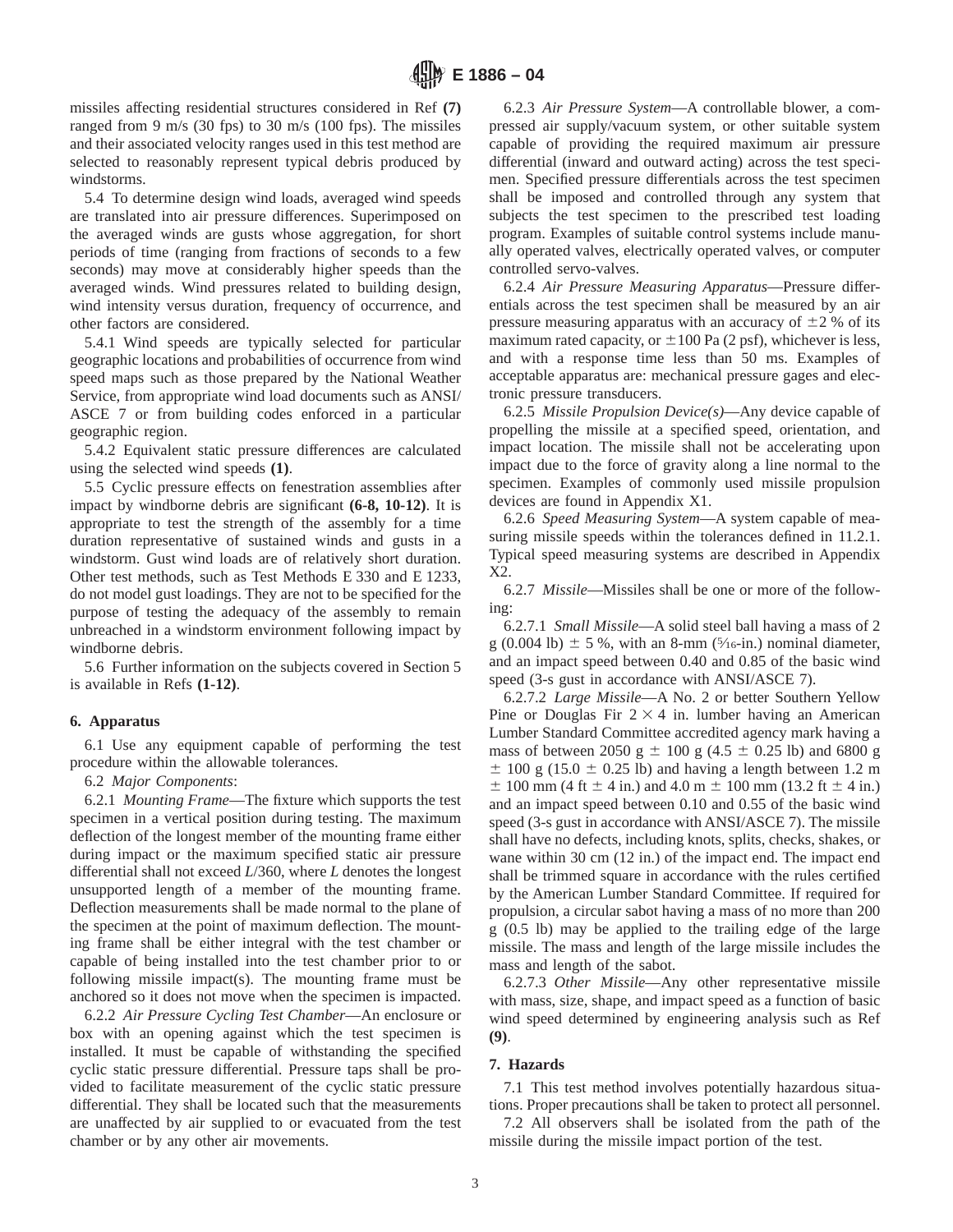missiles affecting residential structures considered in Ref **(7)** ranged from 9 m/s (30 fps) to 30 m/s (100 fps). The missiles and their associated velocity ranges used in this test method are selected to reasonably represent typical debris produced by windstorms.

5.4 To determine design wind loads, averaged wind speeds are translated into air pressure differences. Superimposed on the averaged winds are gusts whose aggregation, for short periods of time (ranging from fractions of seconds to a few seconds) may move at considerably higher speeds than the averaged winds. Wind pressures related to building design, wind intensity versus duration, frequency of occurrence, and other factors are considered.

5.4.1 Wind speeds are typically selected for particular geographic locations and probabilities of occurrence from wind speed maps such as those prepared by the National Weather Service, from appropriate wind load documents such as ANSI/ASCE 7 or from building codes enforced in a particular geographic region.

5.4.2 Equivalent static pressure differences are calculated using the selected wind speeds **(1)**.

5.5 Cyclic pressure effects on fenestration assemblies after impact by windborne debris are significant **(6-8, 10-12)**. It is appropriate to test the strength of the assembly for a time duration representative of sustained winds and gusts in a windstorm. Gust wind loads are of relatively short duration. Other test methods, such as Test Methods E 330 and E 1233, do not model gust loadings. They are not to be specified for the purpose of testing the adequacy of the assembly to remain unbreached in a windstorm environment following impact by windborne debris.

5.6 Further information on the subjects covered in Section 5 is available in Refs **(1-12)**.

## 6. Apparatus

6.1 Use any equipment capable of performing the test procedure within the allowable tolerances.

6.2 *Major Components*:

6.2.1 *Mounting Frame*—The fixture which supports the test specimen in a vertical position during testing. The maximum deflection of the longest member of the mounting frame either during impact or the maximum specified static air pressure differential shall not exceed $L/360$, where $L$ denotes the longest unsupported length of a member of the mounting frame. Deflection measurements shall be made normal to the plane of the specimen at the point of maximum deflection. The mounting frame shall be either integral with the test chamber or capable of being installed into the test chamber prior to or following missile impact(s). The mounting frame must be anchored so it does not move when the specimen is impacted.

6.2.2 *Air Pressure Cycling Test Chamber*—An enclosure or box with an opening against which the test specimen is installed. It must be capable of withstanding the specified cyclic static pressure differential. Pressure taps shall be provided to facilitate measurement of the cyclic static pressure differential. They shall be located such that the measurements are unaffected by air supplied to or evacuated from the test chamber or by any other air movements.

6.2.3 *Air Pressure System*—A controllable blower, a compressed air supply/vacuum system, or other suitable system capable of providing the required maximum air pressure differential (inward and outward acting) across the test specimen. Specified pressure differentials across the test specimen shall be imposed and controlled through any system that subjects the test specimen to the prescribed test loading program. Examples of suitable control systems include manually operated valves, electrically operated valves, or computer controlled servo-valves.

6.2.4 *Air Pressure Measuring Apparatus*—Pressure differentials across the test specimen shall be measured by an air pressure measuring apparatus with an accuracy of ±2 % of its maximum rated capacity, or ±100 Pa (2 psf), whichever is less, and with a response time less than 50 ms. Examples of acceptable apparatus are: mechanical pressure gages and electronic pressure transducers.

6.2.5 *Missile Propulsion Device(s)*—Any device capable of propelling the missile at a specified speed, orientation, and impact location. The missile shall not be accelerating upon impact due to the force of gravity along a line normal to the specimen. Examples of commonly used missile propulsion devices are found in Appendix X1.

6.2.6 *Speed Measuring System*—A system capable of measuring missile speeds within the tolerances defined in 11.2.1. Typical speed measuring systems are described in Appendix X2.

6.2.7 *Missile*—Missiles shall be one or more of the following:

6.2.7.1 *Small Missile*—A solid steel ball having a mass of 2 g (0.004 lb) ± 5 %, with an 8-mm (5⁄16-in.) nominal diameter, and an impact speed between 0.40 and 0.85 of the basic wind speed (3-s gust in accordance with ANSI/ASCE 7).

6.2.7.2 *Large Missile*—A No. 2 or better Southern Yellow Pine or Douglas Fir 2 × 4 in. lumber having an American Lumber Standard Committee accredited agency mark having a mass of between 2050 g ± 100 g (4.5 ± 0.25 lb) and 6800 g ± 100 g (15.0 ± 0.25 lb) and having a length between 1.2 m ± 100 mm (4 ft ± 4 in.) and 4.0 m ± 100 mm (13.2 ft ± 4 in.) and an impact speed between 0.10 and 0.55 of the basic wind speed (3-s gust in accordance with ANSI/ASCE 7). The missile shall have no defects, including knots, splits, checks, shakes, or wane within 30 cm (12 in.) of the impact end. The impact end shall be trimmed square in accordance with the rules certified by the American Lumber Standard Committee. If required for propulsion, a circular sabot having a mass of no more than 200 g (0.5 lb) may be applied to the trailing edge of the large missile. The mass and length of the large missile includes the mass and length of the sabot.

6.2.7.3 *Other Missile*—Any other representative missile with mass, size, shape, and impact speed as a function of basic wind speed determined by engineering analysis such as Ref **(9)**.

## 7. Hazards

7.1 This test method involves potentially hazardous situations. Proper precautions shall be taken to protect all personnel.

7.2 All observers shall be isolated from the path of the missile during the missile impact portion of the test.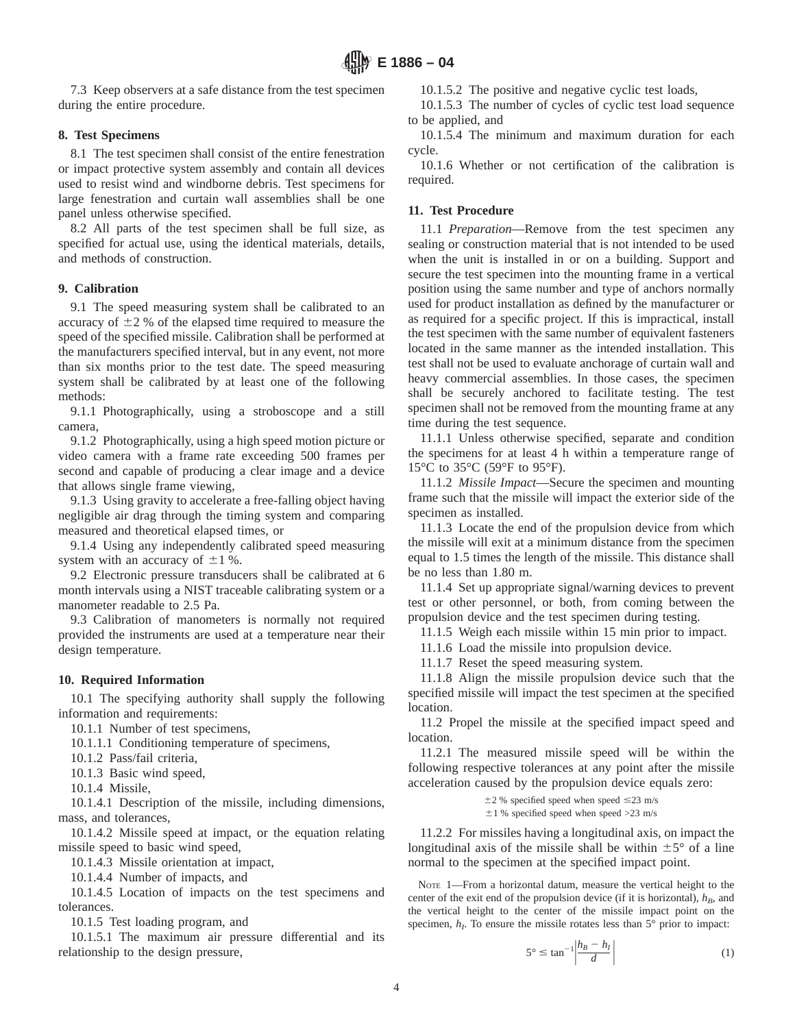7.3 Keep observers at a safe distance from the test specimen during the entire procedure.

## 8. Test Specimens

8.1 The test specimen shall consist of the entire fenestration or impact protective system assembly and contain all devices used to resist wind and windborne debris. Test specimens for large fenestration and curtain wall assemblies shall be one panel unless otherwise specified.

8.2 All parts of the test specimen shall be full size, as specified for actual use, using the identical materials, details, and methods of construction.

## 9. Calibration

9.1 The speed measuring system shall be calibrated to an accuracy of ±2 % of the elapsed time required to measure the speed of the specified missile. Calibration shall be performed at the manufacturers specified interval, but in any event, not more than six months prior to the test date. The speed measuring system shall be calibrated by at least one of the following methods:

9.1.1 Photographically, using a stroboscope and a still camera,

9.1.2 Photographically, using a high speed motion picture or video camera with a frame rate exceeding 500 frames per second and capable of producing a clear image and a device that allows single frame viewing,

9.1.3 Using gravity to accelerate a free-falling object having negligible air drag through the timing system and comparing measured and theoretical elapsed times, or

9.1.4 Using any independently calibrated speed measuring system with an accuracy of ±1 %.

9.2 Electronic pressure transducers shall be calibrated at 6 month intervals using a NIST traceable calibrating system or a manometer readable to 2.5 Pa.

9.3 Calibration of manometers is normally not required provided the instruments are used at a temperature near their design temperature.

## 10. Required Information

10.1 The specifying authority shall supply the following information and requirements:

10.1.1 Number of test specimens,

10.1.1.1 Conditioning temperature of specimens,

10.1.2 Pass/fail criteria,

10.1.3 Basic wind speed,

10.1.4 Missile,

10.1.4.1 Description of the missile, including dimensions, mass, and tolerances,

10.1.4.2 Missile speed at impact, or the equation relating missile speed to basic wind speed,

10.1.4.3 Missile orientation at impact,

10.1.4.4 Number of impacts, and

10.1.4.5 Location of impacts on the test specimens and tolerances.

10.1.5 Test loading program, and

10.1.5.1 The maximum air pressure differential and its relationship to the design pressure,

10.1.5.2 The positive and negative cyclic test loads,

10.1.5.3 The number of cycles of cyclic test load sequence to be applied, and

10.1.5.4 The minimum and maximum duration for each cycle.

10.1.6 Whether or not certification of the calibration is required.

## 11. Test Procedure

11.1 *Preparation*—Remove from the test specimen any sealing or construction material that is not intended to be used when the unit is installed in or on a building. Support and secure the test specimen into the mounting frame in a vertical position using the same number and type of anchors normally used for product installation as defined by the manufacturer or as required for a specific project. If this is impractical, install the test specimen with the same number of equivalent fasteners located in the same manner as the intended installation. This test shall not be used to evaluate anchorage of curtain wall and heavy commercial assemblies. In those cases, the specimen shall be securely anchored to facilitate testing. The test specimen shall not be removed from the mounting frame at any time during the test sequence.

11.1.1 Unless otherwise specified, separate and condition the specimens for at least 4 h within a temperature range of 15°C to 35°C (59°F to 95°F).

11.1.2 *Missile Impact*—Secure the specimen and mounting frame such that the missile will impact the exterior side of the specimen as installed.

11.1.3 Locate the end of the propulsion device from which the missile will exit at a minimum distance from the specimen equal to 1.5 times the length of the missile. This distance shall be no less than 1.80 m.

11.1.4 Set up appropriate signal/warning devices to prevent test or other personnel, or both, from coming between the propulsion device and the test specimen during testing.

11.1.5 Weigh each missile within 15 min prior to impact.

11.1.6 Load the missile into propulsion device.

11.1.7 Reset the speed measuring system.

11.1.8 Align the missile propulsion device such that the specified missile will impact the test specimen at the specified location.

11.2 Propel the missile at the specified impact speed and location.

11.2.1 The measured missile speed will be within the following respective tolerances at any point after the missile acceleration caused by the propulsion device equals zero:

±2 % specified speed when speed ≤23 m/s
±1 % specified speed when speed >23 m/s

11.2.2 For missiles having a longitudinal axis, on impact the longitudinal axis of the missile shall be within ±5° of a line normal to the specimen at the specified impact point.

NOTE 1—From a horizontal datum, measure the vertical height to the center of the exit end of the propulsion device (if it is horizontal), $h_B$, and the vertical height to the center of the missile impact point on the specimen, $h_I$. To ensure the missile rotates less than 5° prior to impact:

$$5° \leq \tan^{-1}\left|\frac{h_B - h_I}{d}\right| \quad (1)$$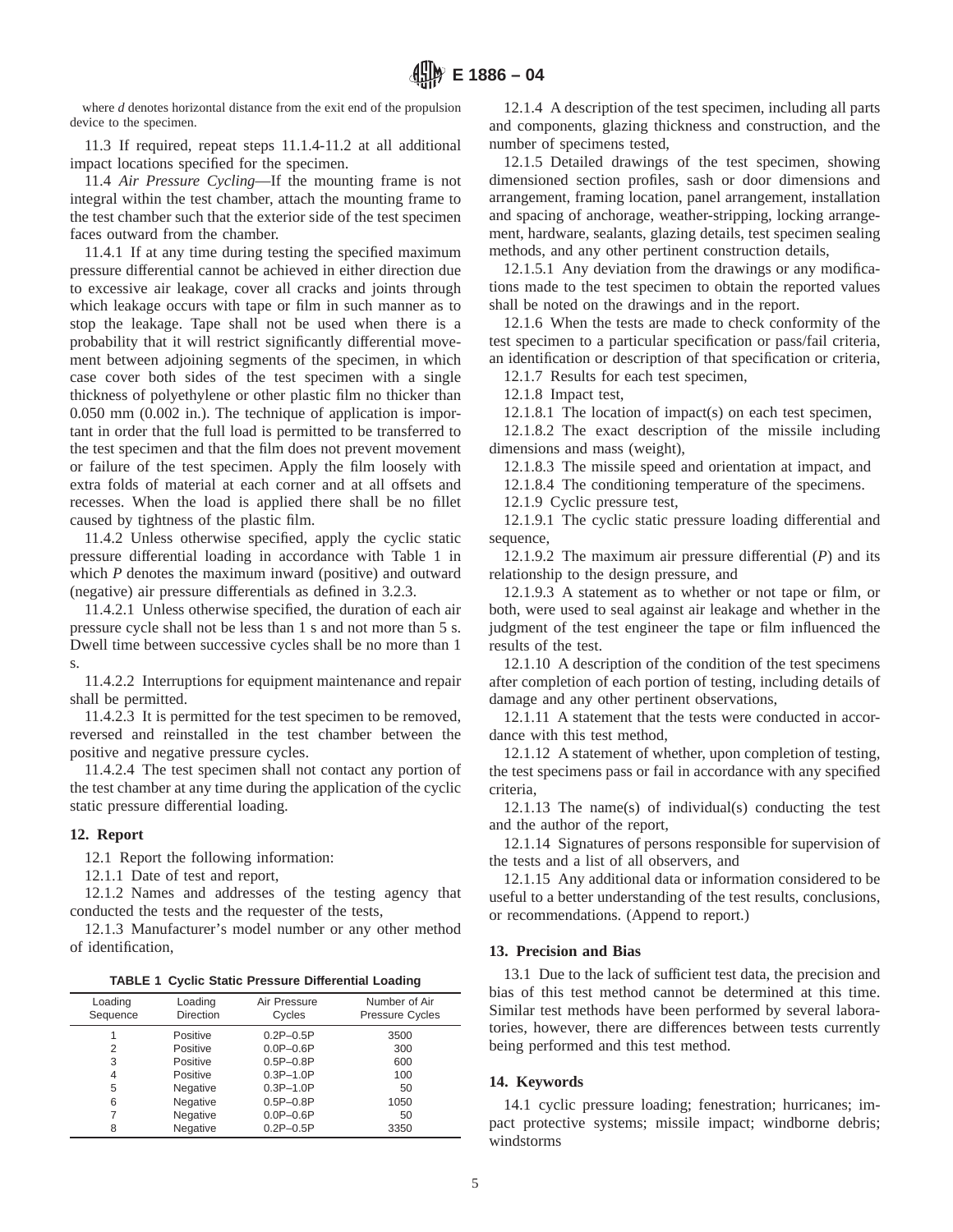where *d* denotes horizontal distance from the exit end of the propulsion device to the specimen.

11.3 If required, repeat steps 11.1.4-11.2 at all additional impact locations specified for the specimen.

11.4 *Air Pressure Cycling*—If the mounting frame is not integral within the test chamber, attach the mounting frame to the test chamber such that the exterior side of the test specimen faces outward from the chamber.

11.4.1 If at any time during testing the specified maximum pressure differential cannot be achieved in either direction due to excessive air leakage, cover all cracks and joints through which leakage occurs with tape or film in such manner as to stop the leakage. Tape shall not be used when there is a probability that it will restrict significantly differential movement between adjoining segments of the specimen, in which case cover both sides of the test specimen with a single thickness of polyethylene or other plastic film no thicker than 0.050 mm (0.002 in.). The technique of application is important in order that the full load is permitted to be transferred to the test specimen and that the film does not prevent movement or failure of the test specimen. Apply the film loosely with extra folds of material at each corner and at all offsets and recesses. When the load is applied there shall be no fillet caused by tightness of the plastic film.

11.4.2 Unless otherwise specified, apply the cyclic static pressure differential loading in accordance with Table 1 in which *P* denotes the maximum inward (positive) and outward (negative) air pressure differentials as defined in 3.2.3.

11.4.2.1 Unless otherwise specified, the duration of each air pressure cycle shall not be less than 1 s and not more than 5 s. Dwell time between successive cycles shall be no more than 1 s.

11.4.2.2 Interruptions for equipment maintenance and repair shall be permitted.

11.4.2.3 It is permitted for the test specimen to be removed, reversed and reinstalled in the test chamber between the positive and negative pressure cycles.

11.4.2.4 The test specimen shall not contact any portion of the test chamber at any time during the application of the cyclic static pressure differential loading.

## 12. Report

12.1 Report the following information:

12.1.1 Date of test and report,

12.1.2 Names and addresses of the testing agency that conducted the tests and the requester of the tests,

12.1.3 Manufacturer's model number or any other method of identification,

**TABLE 1 Cyclic Static Pressure Differential Loading**

| Loading Sequence | Loading Direction | Air Pressure Cycles | Number of Air Pressure Cycles |
|---|---|---|---|
| 1 | Positive | 0.2P–0.5P | 3500 |
| 2 | Positive | 0.0P–0.6P | 300 |
| 3 | Positive | 0.5P–0.8P | 600 |
| 4 | Positive | 0.3P–1.0P | 100 |
| 5 | Negative | 0.3P–1.0P | 50 |
| 6 | Negative | 0.5P–0.8P | 1050 |
| 7 | Negative | 0.0P–0.6P | 50 |
| 8 | Negative | 0.2P–0.5P | 3350 |

12.1.4 A description of the test specimen, including all parts and components, glazing thickness and construction, and the number of specimens tested,

12.1.5 Detailed drawings of the test specimen, showing dimensioned section profiles, sash or door dimensions and arrangement, framing location, panel arrangement, installation and spacing of anchorage, weather-stripping, locking arrangement, hardware, sealants, glazing details, test specimen sealing methods, and any other pertinent construction details,

12.1.5.1 Any deviation from the drawings or any modifications made to the test specimen to obtain the reported values shall be noted on the drawings and in the report.

12.1.6 When the tests are made to check conformity of the test specimen to a particular specification or pass/fail criteria, an identification or description of that specification or criteria,

12.1.7 Results for each test specimen,

12.1.8 Impact test,

12.1.8.1 The location of impact(s) on each test specimen,

12.1.8.2 The exact description of the missile including dimensions and mass (weight),

12.1.8.3 The missile speed and orientation at impact, and

12.1.8.4 The conditioning temperature of the specimens.

12.1.9 Cyclic pressure test,

12.1.9.1 The cyclic static pressure loading differential and sequence,

12.1.9.2 The maximum air pressure differential (*P*) and its relationship to the design pressure, and

12.1.9.3 A statement as to whether or not tape or film, or both, were used to seal against air leakage and whether in the judgment of the test engineer the tape or film influenced the results of the test.

12.1.10 A description of the condition of the test specimens after completion of each portion of testing, including details of damage and any other pertinent observations,

12.1.11 A statement that the tests were conducted in accordance with this test method,

12.1.12 A statement of whether, upon completion of testing, the test specimens pass or fail in accordance with any specified criteria,

12.1.13 The name(s) of individual(s) conducting the test and the author of the report,

12.1.14 Signatures of persons responsible for supervision of the tests and a list of all observers, and

12.1.15 Any additional data or information considered to be useful to a better understanding of the test results, conclusions, or recommendations. (Append to report.)

## 13. Precision and Bias

13.1 Due to the lack of sufficient test data, the precision and bias of this test method cannot be determined at this time. Similar test methods have been performed by several laboratories, however, there are differences between tests currently being performed and this test method.

## 14. Keywords

14.1 cyclic pressure loading; fenestration; hurricanes; impact protective systems; missile impact; windborne debris; windstorms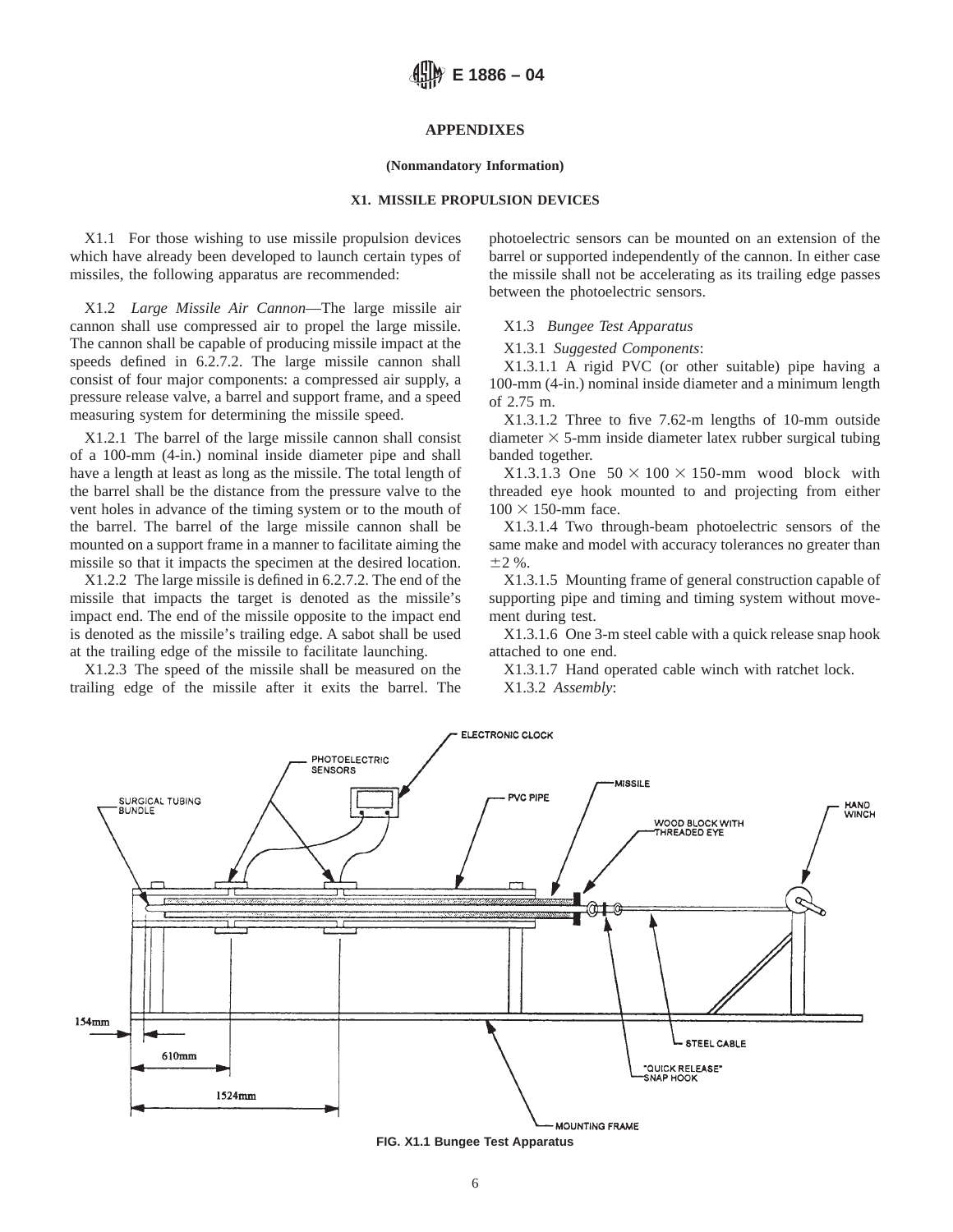## APPENDIXES

**(Nonmandatory Information)**

### X1. MISSILE PROPULSION DEVICES

X1.1 For those wishing to use missile propulsion devices which have already been developed to launch certain types of missiles, the following apparatus are recommended:

X1.2 *Large Missile Air Cannon*—The large missile air cannon shall use compressed air to propel the large missile. The cannon shall be capable of producing missile impact at the speeds defined in 6.2.7.2. The large missile cannon shall consist of four major components: a compressed air supply, a pressure release valve, a barrel and support frame, and a speed measuring system for determining the missile speed.

X1.2.1 The barrel of the large missile cannon shall consist of a 100-mm (4-in.) nominal inside diameter pipe and shall have a length at least as long as the missile. The total length of the barrel shall be the distance from the pressure valve to the vent holes in advance of the timing system or to the mouth of the barrel. The barrel of the large missile cannon shall be mounted on a support frame in a manner to facilitate aiming the missile so that it impacts the specimen at the desired location.

X1.2.2 The large missile is defined in 6.2.7.2. The end of the missile that impacts the target is denoted as the missile's impact end. The end of the missile opposite to the impact end is denoted as the missile's trailing edge. A sabot shall be used at the trailing edge of the missile to facilitate launching.

X1.2.3 The speed of the missile shall be measured on the trailing edge of the missile after it exits the barrel. The photoelectric sensors can be mounted on an extension of the barrel or supported independently of the cannon. In either case the missile shall not be accelerating as its trailing edge passes between the photoelectric sensors.

X1.3 *Bungee Test Apparatus*

X1.3.1 *Suggested Components*:

X1.3.1.1 A rigid PVC (or other suitable) pipe having a 100-mm (4-in.) nominal inside diameter and a minimum length of 2.75 m.

X1.3.1.2 Three to five 7.62-m lengths of 10-mm outside diameter × 5-mm inside diameter latex rubber surgical tubing banded together.

X1.3.1.3 One 50 × 100 × 150-mm wood block with threaded eye hook mounted to and projecting from either 100 × 150-mm face.

X1.3.1.4 Two through-beam photoelectric sensors of the same make and model with accuracy tolerances no greater than ±2 %.

X1.3.1.5 Mounting frame of general construction capable of supporting pipe and timing and timing system without movement during test.

X1.3.1.6 One 3-m steel cable with a quick release snap hook attached to one end.

X1.3.1.7 Hand operated cable winch with ratchet lock.

X1.3.2 *Assembly*:

FIG. X1.1 Bungee Test Apparatus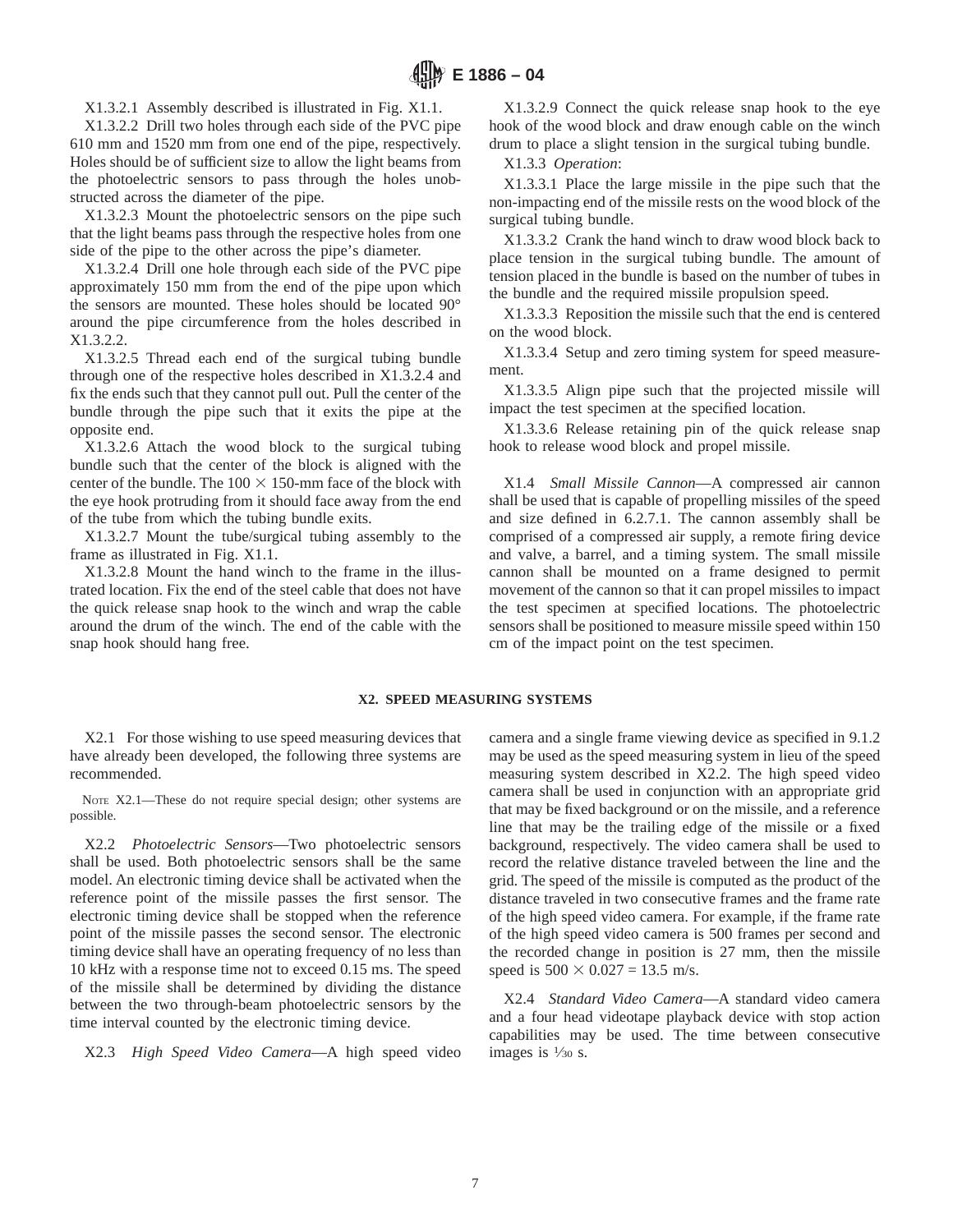X1.3.2.1 Assembly described is illustrated in Fig. X1.1.

X1.3.2.2 Drill two holes through each side of the PVC pipe 610 mm and 1520 mm from one end of the pipe, respectively. Holes should be of sufficient size to allow the light beams from the photoelectric sensors to pass through the holes unobstructed across the diameter of the pipe.

X1.3.2.3 Mount the photoelectric sensors on the pipe such that the light beams pass through the respective holes from one side of the pipe to the other across the pipe's diameter.

X1.3.2.4 Drill one hole through each side of the PVC pipe approximately 150 mm from the end of the pipe upon which the sensors are mounted. These holes should be located 90° around the pipe circumference from the holes described in X1.3.2.2.

X1.3.2.5 Thread each end of the surgical tubing bundle through one of the respective holes described in X1.3.2.4 and fix the ends such that they cannot pull out. Pull the center of the bundle through the pipe such that it exits the pipe at the opposite end.

X1.3.2.6 Attach the wood block to the surgical tubing bundle such that the center of the block is aligned with the center of the bundle. The 100 × 150-mm face of the block with the eye hook protruding from it should face away from the end of the tube from which the tubing bundle exits.

X1.3.2.7 Mount the tube/surgical tubing assembly to the frame as illustrated in Fig. X1.1.

X1.3.2.8 Mount the hand winch to the frame in the illustrated location. Fix the end of the steel cable that does not have the quick release snap hook to the winch and wrap the cable around the drum of the winch. The end of the cable with the snap hook should hang free.

X1.3.2.9 Connect the quick release snap hook to the eye hook of the wood block and draw enough cable on the winch drum to place a slight tension in the surgical tubing bundle.

X1.3.3 *Operation*:

X1.3.3.1 Place the large missile in the pipe such that the non-impacting end of the missile rests on the wood block of the surgical tubing bundle.

X1.3.3.2 Crank the hand winch to draw wood block back to place tension in the surgical tubing bundle. The amount of tension placed in the bundle is based on the number of tubes in the bundle and the required missile propulsion speed.

X1.3.3.3 Reposition the missile such that the end is centered on the wood block.

X1.3.3.4 Setup and zero timing system for speed measurement.

X1.3.3.5 Align pipe such that the projected missile will impact the test specimen at the specified location.

X1.3.3.6 Release retaining pin of the quick release snap hook to release wood block and propel missile.

X1.4 *Small Missile Cannon*—A compressed air cannon shall be used that is capable of propelling missiles of the speed and size defined in 6.2.7.1. The cannon assembly shall be comprised of a compressed air supply, a remote firing device and valve, a barrel, and a timing system. The small missile cannon shall be mounted on a frame designed to permit movement of the cannon so that it can propel missiles to impact the test specimen at specified locations. The photoelectric sensors shall be positioned to measure missile speed within 150 cm of the impact point on the test specimen.

## X2. SPEED MEASURING SYSTEMS

X2.1 For those wishing to use speed measuring devices that have already been developed, the following three systems are recommended.

NOTE X2.1—These do not require special design; other systems are possible.

X2.2 *Photoelectric Sensors*—Two photoelectric sensors shall be used. Both photoelectric sensors shall be the same model. An electronic timing device shall be activated when the reference point of the missile passes the first sensor. The electronic timing device shall be stopped when the reference point of the missile passes the second sensor. The electronic timing device shall have an operating frequency of no less than 10 kHz with a response time not to exceed 0.15 ms. The speed of the missile shall be determined by dividing the distance between the two through-beam photoelectric sensors by the time interval counted by the electronic timing device.

X2.3 *High Speed Video Camera*—A high speed video camera and a single frame viewing device as specified in 9.1.2 may be used as the speed measuring system in lieu of the speed measuring system described in X2.2. The high speed video camera shall be used in conjunction with an appropriate grid that may be fixed background or on the missile, and a reference line that may be the trailing edge of the missile or a fixed background, respectively. The video camera shall be used to record the relative distance traveled between the line and the grid. The speed of the missile is computed as the product of the distance traveled in two consecutive frames and the frame rate of the high speed video camera. For example, if the frame rate of the high speed video camera is 500 frames per second and the recorded change in position is 27 mm, then the missile speed is $500 \times 0.027 = 13.5$ m/s.

X2.4 *Standard Video Camera*—A standard video camera and a four head videotape playback device with stop action capabilities may be used. The time between consecutive images is $\frac{1}{30}$ s.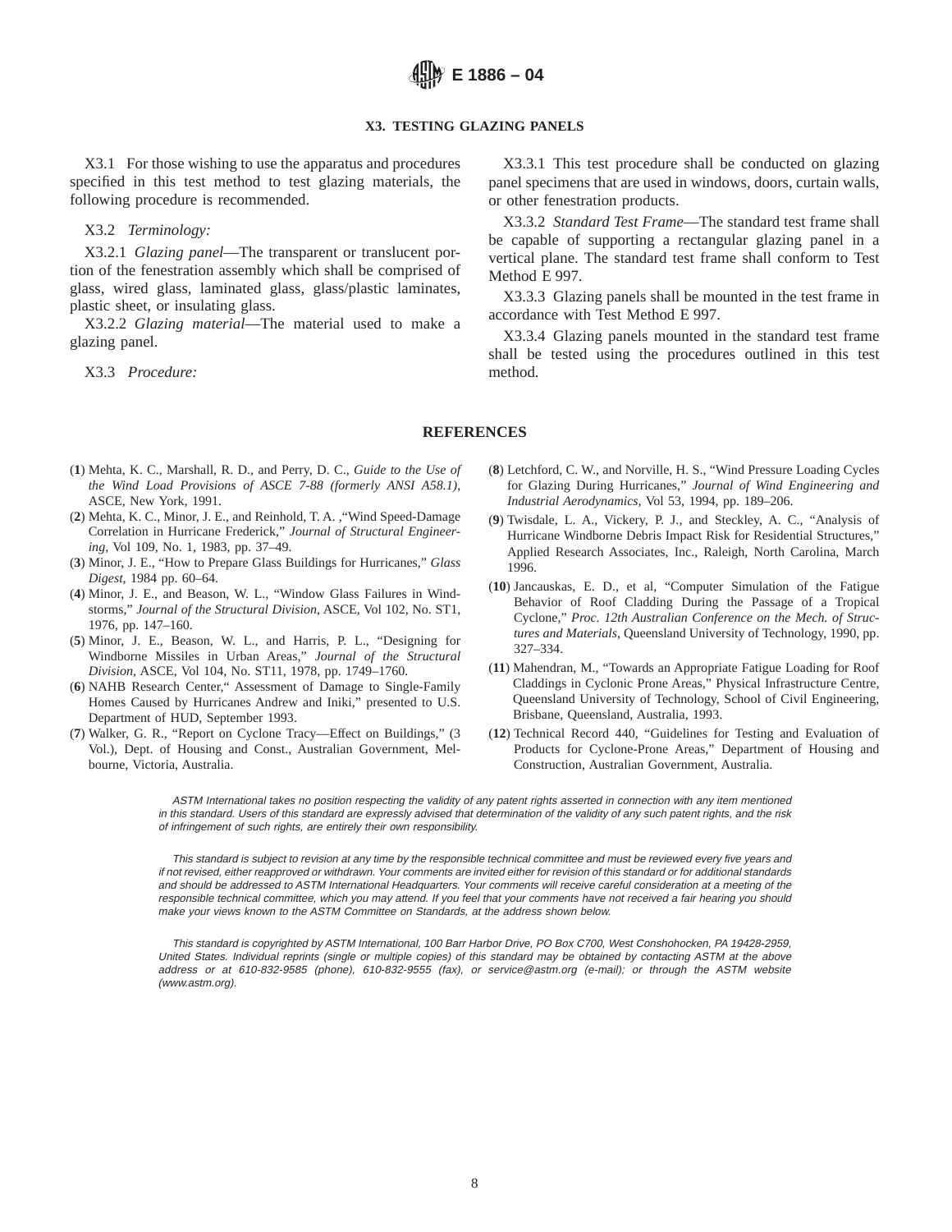## X3. TESTING GLAZING PANELS

X3.1 For those wishing to use the apparatus and procedures specified in this test method to test glazing materials, the following procedure is recommended.

X3.2 *Terminology:*

X3.2.1 *Glazing panel*—The transparent or translucent portion of the fenestration assembly which shall be comprised of glass, wired glass, laminated glass, glass/plastic laminates, plastic sheet, or insulating glass.

X3.2.2 *Glazing material*—The material used to make a glazing panel.

X3.3 *Procedure:*

X3.3.1 This test procedure shall be conducted on glazing panel specimens that are used in windows, doors, curtain walls, or other fenestration products.

X3.3.2 *Standard Test Frame*—The standard test frame shall be capable of supporting a rectangular glazing panel in a vertical plane. The standard test frame shall conform to Test Method E 997.

X3.3.3 Glazing panels shall be mounted in the test frame in accordance with Test Method E 997.

X3.3.4 Glazing panels mounted in the standard test frame shall be tested using the procedures outlined in this test method.

## REFERENCES

(**1**) Mehta, K. C., Marshall, R. D., and Perry, D. C., *Guide to the Use of the Wind Load Provisions of ASCE 7-88 (formerly ANSI A58.1)*, ASCE, New York, 1991.

(**2**) Mehta, K. C., Minor, J. E., and Reinhold, T. A. ,"Wind Speed-Damage Correlation in Hurricane Frederick," *Journal of Structural Engineering*, Vol 109, No. 1, 1983, pp. 37–49.

(**3**) Minor, J. E., "How to Prepare Glass Buildings for Hurricanes," *Glass Digest*, 1984 pp. 60–64.

(**4**) Minor, J. E., and Beason, W. L., "Window Glass Failures in Windstorms," *Journal of the Structural Division*, ASCE, Vol 102, No. ST1, 1976, pp. 147–160.

(**5**) Minor, J. E., Beason, W. L., and Harris, P. L., "Designing for Windborne Missiles in Urban Areas," *Journal of the Structural Division*, ASCE, Vol 104, No. ST11, 1978, pp. 1749–1760.

(**6**) NAHB Research Center," Assessment of Damage to Single-Family Homes Caused by Hurricanes Andrew and Iniki," presented to U.S. Department of HUD, September 1993.

(**7**) Walker, G. R., "Report on Cyclone Tracy—Effect on Buildings," (3 Vol.), Dept. of Housing and Const., Australian Government, Melbourne, Victoria, Australia.

(**8**) Letchford, C. W., and Norville, H. S., "Wind Pressure Loading Cycles for Glazing During Hurricanes," *Journal of Wind Engineering and Industrial Aerodynamics*, Vol 53, 1994, pp. 189–206.

(**9**) Twisdale, L. A., Vickery, P. J., and Steckley, A. C., "Analysis of Hurricane Windborne Debris Impact Risk for Residential Structures," Applied Research Associates, Inc., Raleigh, North Carolina, March 1996.

(**10**) Jancauskas, E. D., et al, "Computer Simulation of the Fatigue Behavior of Roof Cladding During the Passage of a Tropical Cyclone," *Proc. 12th Australian Conference on the Mech. of Structures and Materials*, Queensland University of Technology, 1990, pp. 327–334.

(**11**) Mahendran, M., "Towards an Appropriate Fatigue Loading for Roof Claddings in Cyclonic Prone Areas," Physical Infrastructure Centre, Queensland University of Technology, School of Civil Engineering, Brisbane, Queensland, Australia, 1993.

(**12**) Technical Record 440, "Guidelines for Testing and Evaluation of Products for Cyclone-Prone Areas," Department of Housing and Construction, Australian Government, Australia.

*ASTM International takes no position respecting the validity of any patent rights asserted in connection with any item mentioned in this standard. Users of this standard are expressly advised that determination of the validity of any such patent rights, and the risk of infringement of such rights, are entirely their own responsibility.*

*This standard is subject to revision at any time by the responsible technical committee and must be reviewed every five years and if not revised, either reapproved or withdrawn. Your comments are invited either for revision of this standard or for additional standards and should be addressed to ASTM International Headquarters. Your comments will receive careful consideration at a meeting of the responsible technical committee, which you may attend. If you feel that your comments have not received a fair hearing you should make your views known to the ASTM Committee on Standards, at the address shown below.*

*This standard is copyrighted by ASTM International, 100 Barr Harbor Drive, PO Box C700, West Conshohocken, PA 19428-2959, United States. Individual reprints (single or multiple copies) of this standard may be obtained by contacting ASTM at the above address or at 610-832-9585 (phone), 610-832-9555 (fax), or service@astm.org (e-mail); or through the ASTM website (www.astm.org).*